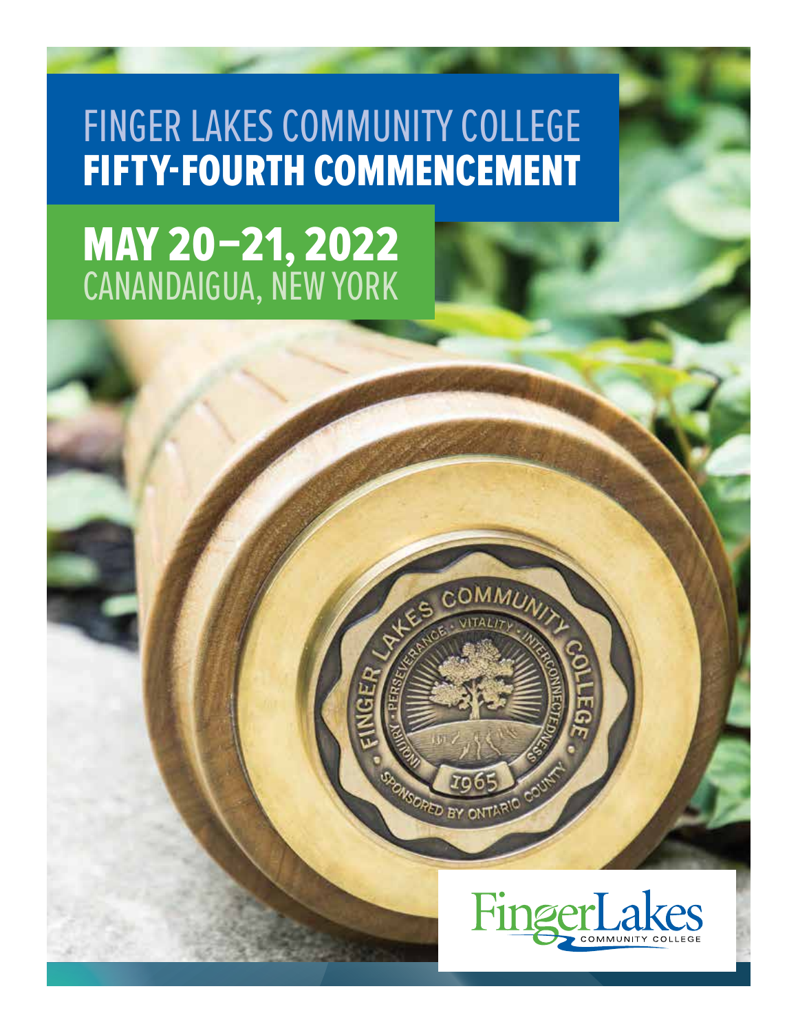# FINGER LAKES COMMUNITY COLLEGE
# FIFTY-FOURTH COMMENCEMENT

## MAY 20–21, 2022
CANANDAIGUA, NEW YORK

FingerLakes COMMUNITY COLLEGE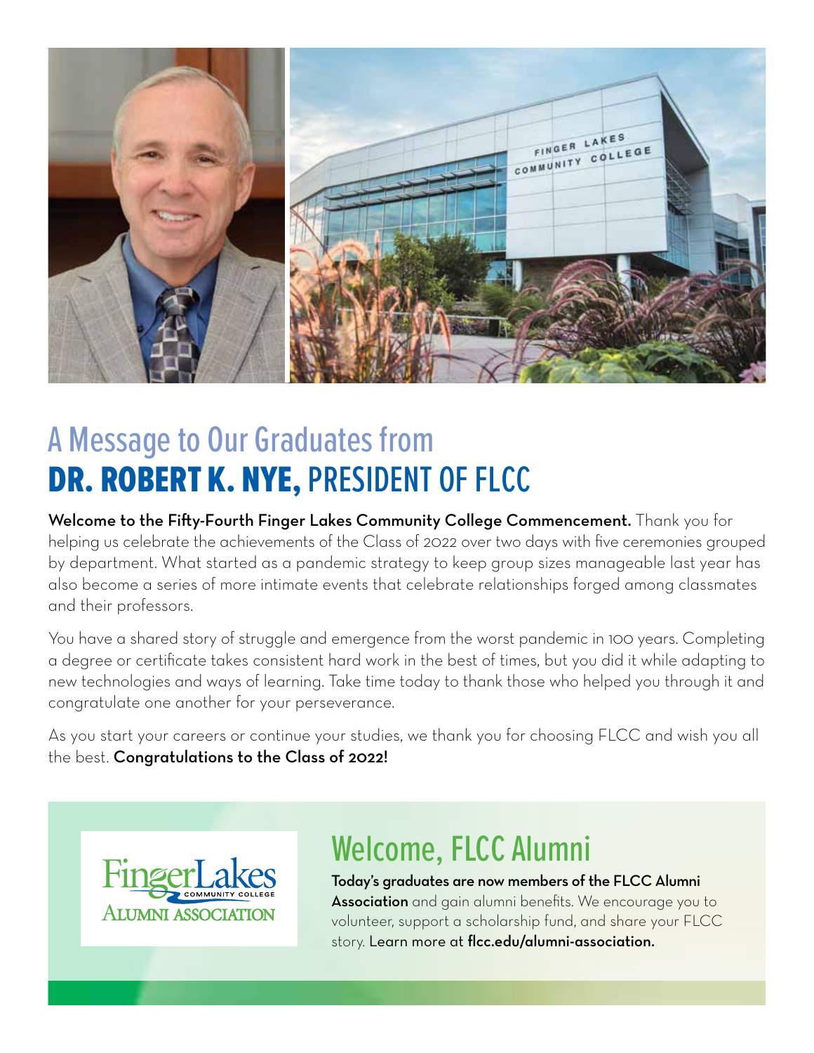# A Message to Our Graduates from **DR. ROBERT K. NYE,** PRESIDENT OF FLCC

**Welcome to the Fifty-Fourth Finger Lakes Community College Commencement.** Thank you for helping us celebrate the achievements of the Class of 2022 over two days with five ceremonies grouped by department. What started as a pandemic strategy to keep group sizes manageable last year has also become a series of more intimate events that celebrate relationships forged among classmates and their professors.

You have a shared story of struggle and emergence from the worst pandemic in 100 years. Completing a degree or certificate takes consistent hard work in the best of times, but you did it while adapting to new technologies and ways of learning. Take time today to thank those who helped you through it and congratulate one another for your perseverance.

As you start your careers or continue your studies, we thank you for choosing FLCC and wish you all the best. **Congratulations to the Class of 2022!**

FingerLakes Community College Alumni Association

## Welcome, FLCC Alumni

**Today's graduates are now members of the FLCC Alumni Association** and gain alumni benefits. We encourage you to volunteer, support a scholarship fund, and share your FLCC story. Learn more at **flcc.edu/alumni-association.**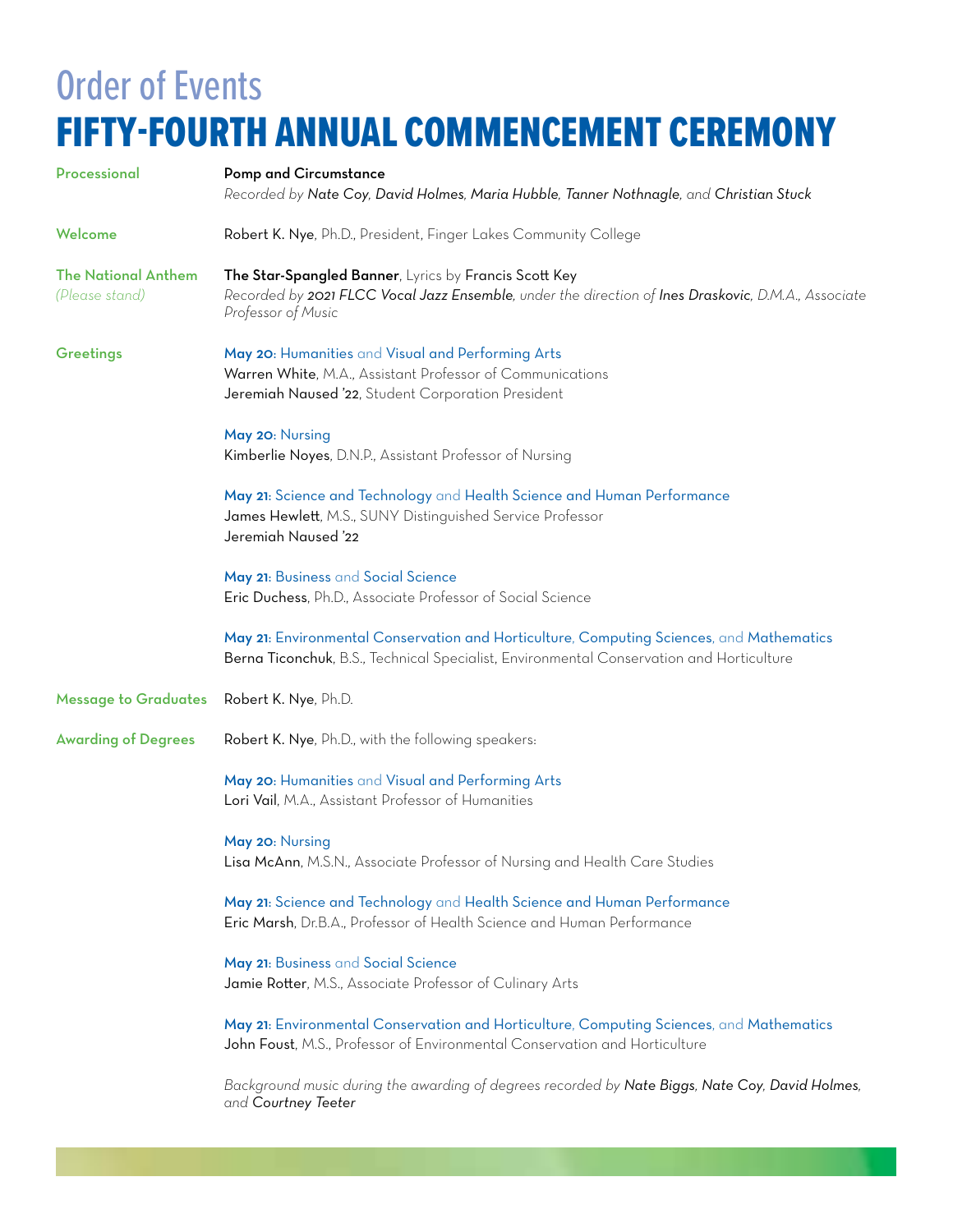# Order of Events
## FIFTY-FOURTH ANNUAL COMMENCEMENT CEREMONY

**Processional**

**Pomp and Circumstance**
*Recorded by **Nate Coy, David Holmes, Maria Hubble, Tanner Nothnagle,** and **Christian Stuck***

**Welcome**

**Robert K. Nye**, Ph.D., President, Finger Lakes Community College

**The National Anthem** *(Please stand)*

**The Star-Spangled Banner**, Lyrics by Francis Scott Key
*Recorded by **2021 FLCC Vocal Jazz Ensemble**, under the direction of **Ines Draskovic**, D.M.A., Associate Professor of Music*

**Greetings**

**May 20:** Humanities and Visual and Performing Arts
**Warren White**, M.A., Assistant Professor of Communications
**Jeremiah Naused '22**, Student Corporation President

**May 20:** Nursing
**Kimberlie Noyes**, D.N.P., Assistant Professor of Nursing

**May 21:** Science and Technology and Health Science and Human Performance
**James Hewlett**, M.S., SUNY Distinguished Service Professor
**Jeremiah Naused '22**

**May 21:** Business and Social Science
**Eric Duchess**, Ph.D., Associate Professor of Social Science

**May 21:** Environmental Conservation and Horticulture, Computing Sciences, and Mathematics
**Berna Ticonchuk**, B.S., Technical Specialist, Environmental Conservation and Horticulture

**Message to Graduates**

**Robert K. Nye**, Ph.D.

**Awarding of Degrees**

**Robert K. Nye**, Ph.D., with the following speakers:

**May 20:** Humanities and Visual and Performing Arts
**Lori Vail**, M.A., Assistant Professor of Humanities

**May 20:** Nursing
**Lisa McAnn**, M.S.N., Associate Professor of Nursing and Health Care Studies

**May 21:** Science and Technology and Health Science and Human Performance
**Eric Marsh**, Dr.B.A., Professor of Health Science and Human Performance

**May 21:** Business and Social Science
**Jamie Rotter**, M.S., Associate Professor of Culinary Arts

**May 21:** Environmental Conservation and Horticulture, Computing Sciences, and Mathematics
**John Foust**, M.S., Professor of Environmental Conservation and Horticulture

*Background music during the awarding of degrees recorded by **Nate Biggs, Nate Coy, David Holmes,** and **Courtney Teeter***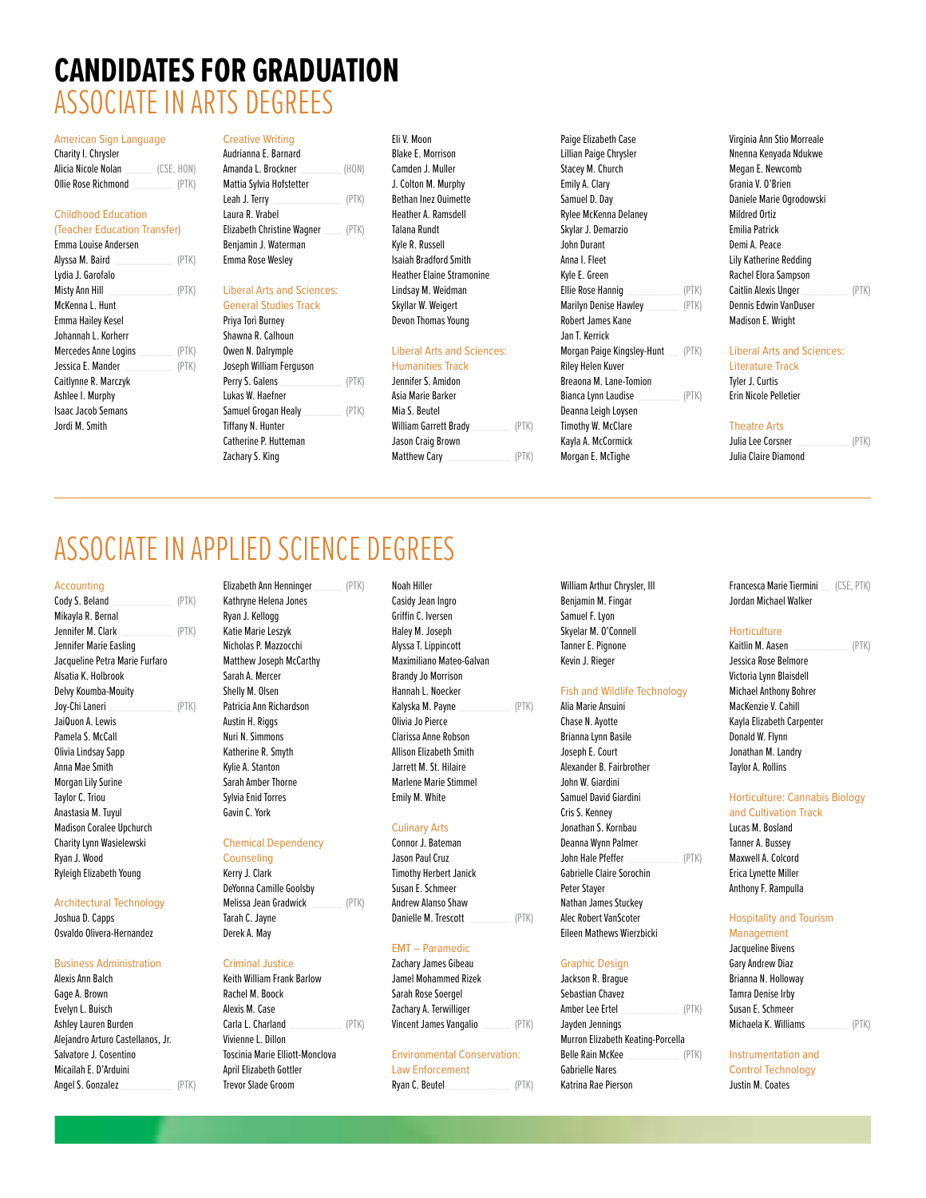# CANDIDATES FOR GRADUATION

## ASSOCIATE IN ARTS DEGREES

### American Sign Language

Charity I. Chrysler
Alicia Nicole Nolan (CSE, HON)
Ollie Rose Richmond (PTK)

### Childhood Education (Teacher Education Transfer)

Emma Louise Andersen
Alyssa M. Baird (PTK)
Lydia J. Garofalo
Misty Ann Hill (PTK)
McKenna L. Hunt
Emma Hailey Kesel
Johannah L. Korherr
Mercedes Anne Logins (PTK)
Jessica E. Mander (PTK)
Caitlynne R. Marczyk
Ashlee I. Murphy
Isaac Jacob Semans
Jordi M. Smith

### Creative Writing

Audrianna E. Barnard
Amanda L. Brockner (HON)
Mattia Sylvia Hofstetter
Leah J. Terry (PTK)
Laura R. Vrabel
Elizabeth Christine Wagner (PTK)
Benjamin J. Waterman
Emma Rose Wesley

### Liberal Arts and Sciences: General Studies Track

Priya Tori Burney
Shawna R. Calhoun
Owen N. Dalrymple
Joseph William Ferguson
Perry S. Galens (PTK)
Lukas W. Haefner
Samuel Grogan Healy (PTK)
Tiffany N. Hunter
Catherine P. Hutteman
Zachary S. King
Eli V. Moon
Blake E. Morrison
Camden J. Muller
J. Colton M. Murphy
Bethan Inez Ouimette
Heather A. Ramsdell
Talana Rundt
Kyle R. Russell
Isaiah Bradford Smith
Heather Elaine Stramonine
Lindsay M. Weidman
Skyllar W. Weigert
Devon Thomas Young

### Liberal Arts and Sciences: Humanities Track

Jennifer S. Amidon
Asia Marie Barker
Mia S. Beutel
William Garrett Brady (PTK)
Jason Craig Brown
Matthew Cary (PTK)
Paige Elizabeth Case
Lillian Paige Chrysler
Stacey M. Church
Emily A. Clary
Samuel D. Day
Rylee McKenna Delaney
Skylar J. Demarzio
John Durant
Anna I. Fleet
Kyle E. Green
Ellie Rose Hannig (PTK)
Marilyn Denise Hawley (PTK)
Robert James Kane
Jan T. Kerrick
Morgan Paige Kingsley-Hunt (PTK)
Riley Helen Kuver
Breaona M. Lane-Tomion
Bianca Lynn Laudise (PTK)
Deanna Leigh Loysen
Timothy W. McClare
Kayla A. McCormick
Morgan E. McTighe
Virginia Ann Stio Morreale
Nnenna Kenyada Ndukwe
Megan E. Newcomb
Grania V. O'Brien
Daniele Marie Ogrodowski
Mildred Ortiz
Emilia Patrick
Demi A. Peace
Lily Katherine Redding
Rachel Elora Sampson
Caitlin Alexis Unger (PTK)
Dennis Edwin VanDuser
Madison E. Wright

### Liberal Arts and Sciences: Literature Track

Tyler J. Curtis
Erin Nicole Pelletier

### Theatre Arts

Julia Lee Corsner (PTK)
Julia Claire Diamond

## ASSOCIATE IN APPLIED SCIENCE DEGREES

### Accounting

Cody S. Beland (PTK)
Mikayla R. Bernal
Jennifer M. Clark (PTK)
Jennifer Marie Easling
Jacqueline Petra Marie Furfaro
Alsatia K. Holbrook
Delvy Koumba-Mouity
Joy-Chi Laneri (PTK)
JaiQuon A. Lewis
Pamela S. McCall
Olivia Lindsay Sapp
Anna Mae Smith
Morgan Lily Surine
Taylor C. Triou
Anastasia M. Tuyul
Madison Coralee Upchurch
Charity Lynn Wasielewski
Ryan J. Wood
Ryleigh Elizabeth Young

### Architectural Technology

Joshua D. Capps
Osvaldo Olivera-Hernandez

### Business Administration

Alexis Ann Balch
Gage A. Brown
Evelyn L. Buisch
Ashley Lauren Burden
Alejandro Arturo Castellanos, Jr.
Salvatore J. Cosentino
Micailah E. D'Arduini
Angel S. Gonzalez (PTK)
Elizabeth Ann Henninger (PTK)
Kathryne Helena Jones
Ryan J. Kellogg
Katie Marie Leszyk
Nicholas P. Mazzocchi
Matthew Joseph McCarthy
Sarah A. Mercer
Shelly M. Olsen
Patricia Ann Richardson
Austin H. Riggs
Nuri N. Simmons
Katherine R. Smyth
Kylie A. Stanton
Sarah Amber Thorne
Sylvia Enid Torres
Gavin C. York

### Chemical Dependency Counseling

Kerry J. Clark
DeYonna Camille Goolsby
Melissa Jean Gradwick (PTK)
Tarah C. Jayne
Derek A. May

### Criminal Justice

Keith William Frank Barlow
Rachel M. Boock
Alexis M. Case
Carla L. Charland (PTK)
Vivienne L. Dillon
Toscinia Marie Elliott-Monclova
April Elizabeth Gottler
Trevor Slade Groom
Noah Hiller
Casidy Jean Ingro
Griffin C. Iversen
Haley M. Joseph
Alyssa T. Lippincott
Maximiliano Mateo-Galvan
Brandy Jo Morrison
Hannah L. Noecker
Kalyska M. Payne (PTK)
Olivia Jo Pierce
Clarissa Anne Robson
Allison Elizabeth Smith
Jarrett M. St. Hilaire
Marlene Marie Stimmel
Emily M. White

### Culinary Arts

Connor J. Bateman
Jason Paul Cruz
Timothy Herbert Janick
Susan E. Schmeer
Andrew Alanso Shaw
Danielle M. Trescott (PTK)

### EMT – Paramedic

Zachary James Gibeau
Jamel Mohammed Rizek
Sarah Rose Soergel
Zachary A. Terwilliger
Vincent James Vangalio (PTK)

### Environmental Conservation: Law Enforcement

Ryan C. Beutel (PTK)
William Arthur Chrysler, III
Benjamin M. Fingar
Samuel F. Lyon
Skyelar M. O'Connell
Tanner E. Pignone
Kevin J. Rieger

### Fish and Wildlife Technology

Alia Marie Ansuini
Chase N. Ayotte
Brianna Lynn Basile
Joseph E. Court
Alexander B. Fairbrother
John W. Giardini
Samuel David Giardini
Cris S. Kenney
Jonathan S. Kornbau
Deanna Wynn Palmer
John Hale Pfeffer (PTK)
Gabrielle Claire Sorochin
Peter Stayer
Nathan James Stuckey
Alec Robert VanScoter
Eileen Mathews Wierzbicki

### Graphic Design

Jackson R. Brague
Sebastian Chavez
Amber Lee Ertel (PTK)
Jayden Jennings
Murron Elizabeth Keating-Porcella
Belle Rain McKee (PTK)
Gabrielle Nares
Katrina Rae Pierson
Francesca Marie Tiermini (CSE, PTK)
Jordan Michael Walker

### Horticulture

Kaitlin M. Aasen (PTK)
Jessica Rose Belmore
Victoria Lynn Blaisdell
Michael Anthony Bohrer
MacKenzie V. Cahill
Kayla Elizabeth Carpenter
Donald W. Flynn
Jonathan M. Landry
Taylor A. Rollins

### Horticulture: Cannabis Biology and Cultivation Track

Lucas M. Bosland
Tanner A. Bussey
Maxwell A. Colcord
Erica Lynette Miller
Anthony F. Rampulla

### Hospitality and Tourism Management

Jacqueline Bivens
Gary Andrew Diaz
Brianna N. Holloway
Tamra Denise Irby
Susan E. Schmeer
Michaela K. Williams (PTK)

### Instrumentation and Control Technology

Justin M. Coates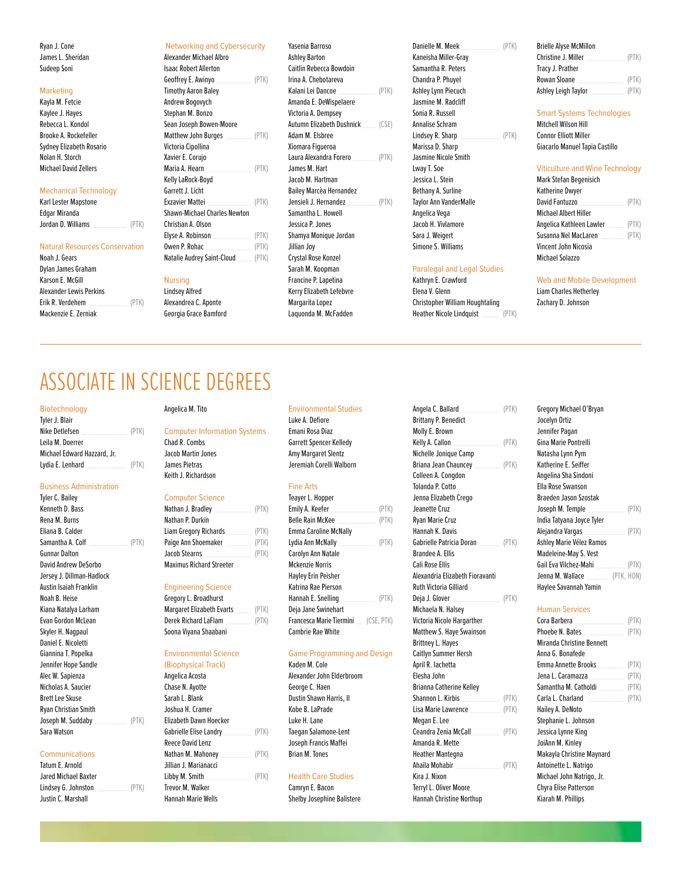Ryan J. Cone
James L. Sheridan
Sudeep Soni

### Marketing

Kayla M. Fetcie
Kaylee J. Hayes
Rebecca L. Kondol
Brooke A. Rockefeller
Sydney Elizabeth Rosario
Nolan H. Storch
Michael David Zellers

### Mechanical Technology

Karl Lester Mapstone
Edgar Miranda
Jordan D. Williams (PTK)

### Natural Resources Conservation

Noah J. Gears
Dylan James Graham
Karson E. McGill
Alexander Lewis Perkins
Erik R. Verdehem (PTK)
Mackenzie E. Zerniak

### Networking and Cybersecurity

Alexander Michael Albro
Isaac Robert Allerton
Geoffrey E. Awinyo (PTK)
Timothy Aaron Baley
Andrew Bogovych
Stephan M. Bonzo
Sean Joseph Bowen-Moore
Matthew John Burges (PTK)
Victoria Cipollina
Xavier E. Corujo
Maria A. Hearn (PTK)
Kelly LaRock-Boyd
Garrett J. Licht
Exzavier Mattei (PTK)
Shawn-Michael Charles Newton
Christian A. Olson
Elyse A. Robinson (PTK)
Owen P. Rohac (PTK)
Natalie Audrey Saint-Cloud (PTK)

### Nursing

Lindsey Alfred
Alexandrea C. Aponte
Georgia Grace Bamford
Yasenia Barroso
Ashley Barton
Caitlin Rebecca Bowdoin
Irina A. Chebotareva
Kalani Lei Dancoe (PTK)
Amanda E. DeWispelaere
Victoria A. Dempsey
Autumn Elizabeth Dushnick (CSE)
Adam M. Elsbree
Xiomara Figueroa
Laura Alexandra Forero (PTK)
James M. Hart
Jacob M. Hartman
Bailey Marcèa Hernandez
Jensieli J. Hernandez (PTK)
Samantha L. Howell
Jessica P. Jones
Shamya Monique Jordan
Jillian Joy
Crystal Rose Konzel
Sarah M. Koopman
Francine P. Lapetina
Kerry Elizabeth Lefebvre
Margarita Lopez
Laquonda M. McFadden
Danielle M. Meek (PTK)
Kaneisha Miller-Gray
Samantha R. Peters
Chandra P. Phuyel
Ashley Lynn Piecuch
Jasmine M. Radcliff
Sonia R. Russell
Annalise Schram
Lindsey R. Sharp (PTK)
Marissa D. Sharp
Jasmine Nicole Smith
Lway T. Soe
Jessica L. Stein
Bethany A. Surline
Taylor Ann VanderMalle
Angelica Vega
Jacob H. Vivlamore
Sara J. Weigert
Simone S. Williams

### Paralegal and Legal Studies

Kathryn E. Crawford
Elena V. Glenn
Christopher William Houghtaling
Heather Nicole Lindquist (PTK)
Brielle Alyse McMillon
Christine J. Miller (PTK)
Tracy J. Prather
Rowan Sloane (PTK)
Ashley Leigh Taylor (PTK)

### Smart Systems Technologies

Mitchell Wilson Hill
Connor Elliott Miller
Giacarlo Manuel Tapia Castillo

### Viticulture and Wine Technology

Mark Stefan Begenisich
Katherine Dwyer
David Fantuzzo (PTK)
Michael Albert Hiller
Angelica Kathleen Lawler (PTK)
Susanna Nel MacLaren (PTK)
Vincent John Nicosia
Michael Solazzo

### Web and Mobile Development

Liam Charles Hetherley
Zachary D. Johnson

# ASSOCIATE IN SCIENCE DEGREES

### Biotechnology

Tyler J. Blair
Nike Detlefsen (PTK)
Leila M. Doerrer
Michael Edward Hazzard, Jr.
Lydia E. Lenhard (PTK)

### Business Administration

Tyler C. Bailey
Kenneth D. Bass
Rena M. Burns
Eliana B. Calder
Samantha A. Colf (PTK)
Gunnar Dalton
David Andrew DeSorbo
Jersey J. Dillman-Hadlock
Austin Isaiah Franklin
Noah B. Heise
Kiana Natalya Larham
Evan Gordon McLean
Skyler H. Nagpaul
Daniel E. Nicoletti
Giannina T. Popelka
Jennifer Hope Sandle
Alec W. Sapienza
Nicholas A. Saucier
Brett Lee Skuse
Ryan Christian Smith
Joseph M. Suddaby (PTK)
Sara Watson

### Communications

Tatum E. Arnold
Jared Michael Baxter
Lindsey G. Johnston (PTK)
Justin C. Marshall
Angelica M. Tito

### Computer Information Systems

Chad R. Combs
Jacob Martin Jones
James Pietras
Keith J. Richardson

### Computer Science

Nathan J. Bradley (PTK)
Nathan P. Durkin
Liam Gregory Richards (PTK)
Paige Ann Shoemaker (PTK)
Jacob Stearns (PTK)
Maximus Richard Streeter

### Engineering Science

Gregory L. Broadhurst
Margaret Elizabeth Evarts (PTK)
Derek Richard LaFlam (PTK)
Soona Viyana Shaabani

### Environmental Science (Biophysical Track)

Angelica Acosta
Chase N. Ayotte
Sarah L. Blank
Joshua H. Cramer
Elizabeth Dawn Hoecker
Gabrielle Elise Landry (PTK)
Reece David Lenz
Nathan M. Mahoney (PTK)
Jillian J. Marianacci
Libby M. Smith (PTK)
Trevor M. Walker
Hannah Marie Wells

### Environmental Studies

Luke A. Defiore
Emani Rosa Diaz
Garrett Spencer Kelledy
Amy Margaret Slentz
Jeremiah Corelli Walborn

### Fine Arts

Teayer L. Hopper
Emily A. Keefer (PTK)
Belle Rain McKee (PTK)
Emma Caroline McNally
Lydia Ann McNally (PTK)
Carolyn Ann Natale
Mckenzie Norris
Hayley Erin Peisher
Katrina Rae Pierson
Hannah E. Snelling (PTK)
Deja Jane Swinehart
Francesca Marie Tiermini (CSE, PTK)
Cambrie Rae White

### Game Programming and Design

Kaden M. Cole
Alexander John Elderbroom
George C. Haen
Dustin Shawn Harris, II
Kobe B. LaPrade
Luke H. Lane
Taegan Salamone-Lent
Joseph Francis Maffei
Brian M. Tones

### Health Care Studies

Camryn E. Bacon
Shelby Josephine Balistere
Angela C. Ballard (PTK)
Brittany P. Benedict
Molly E. Brown
Kelly A. Callon (PTK)
Nichelle Jonique Camp
Briana Jean Chauncey (PTK)
Colleen A. Congdon
Tolanda P. Cotto
Jenna Elizabeth Crego
Jeanette Cruz
Ryan Marie Cruz
Hannah K. Davis
Gabrielle Patricia Doran (PTK)
Brandee A. Ellis
Cali Rose Ellis
Alexandria Elizabeth Fioravanti
Ruth Victoria Gilliard
Deja J. Glover (PTK)
Michaela N. Halsey
Victoria Nicole Hargarther
Matthew S. Haye Swainson
Brittney L. Hayes
Caitlyn Summer Hersh
April R. Iachetta
Elesha John
Brianna Catherine Kelley
Shannon L. Kirbis (PTK)
Lisa Marie Lawrence (PTK)
Megan E. Lee
Ceandra Zenia McCall (PTK)
Amanda R. Mette
Heather Mantegna
Ahaila Mohabir (PTK)
Kira J. Nixon
Terryl L. Oliver Moore
Hannah Christine Northup
Gregory Michael O'Bryan
Jocelyn Ortiz
Jennifer Pagan
Gina Marie Pontrelli
Natasha Lynn Pym
Katherine E. Seiffer
Angelina Sha Sindoni
Ella Rose Swanson
Braeden Jason Szostak
Joseph M. Temple (PTK)
India Tatyana Joyce Tyler
Alejandra Vargas (PTK)
Ashley Marie Vélez Ramos
Madeleine-May S. Vest
Gail Eva Vilchez-Mahi (PTK)
Jenna M. Wallace (PTK, HON)
Haylee Savannah Yamin

### Human Services

Cora Barbera (PTK)
Phoebe N. Bates (PTK)
Miranda Christine Bennett
Anna G. Bonafede
Emma Annette Brooks (PTK)
Jena L. Caramazza (PTK)
Samantha M. Catholdi (PTK)
Carla L. Charland (PTK)
Hailey A. DeNoto
Stephanie L. Johnson
Jessica Lynne King
JoiAnn M. Kinley
Makayla Christine Maynard
Antoinette L. Natrigo
Michael John Natrigo, Jr.
Chyra Elise Patterson
Kiarah M. Phillips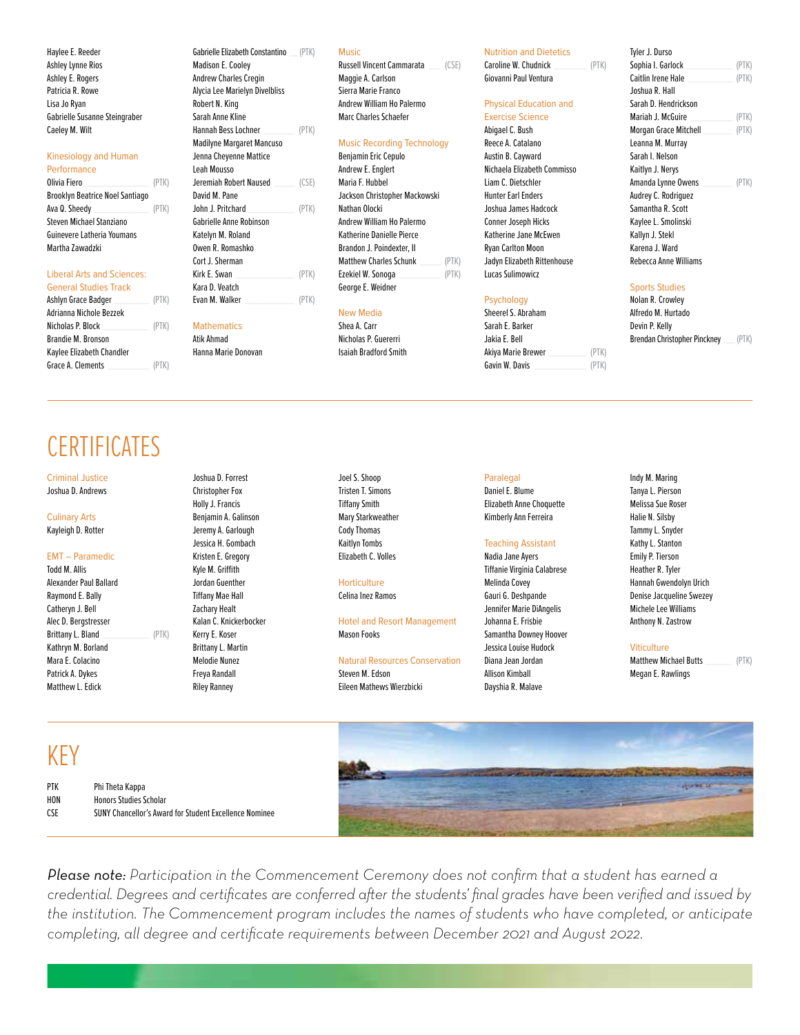Haylee E. Reeder
Ashley Lynne Rios
Ashley E. Rogers
Patricia R. Rowe
Lisa Jo Ryan
Gabrielle Susanne Steingraber
Caeley M. Wilt

### Kinesiology and Human Performance

Olivia Fiero (PTK)
Brooklyn Beatrice Noel Santiago
Ava Q. Sheedy (PTK)
Steven Michael Stanziano
Guinevere Latheria Youmans
Martha Zawadzki

### Liberal Arts and Sciences: General Studies Track

Ashlyn Grace Badger (PTK)
Adrianna Nichole Bezzek
Nicholas P. Block (PTK)
Brandie M. Bronson
Kaylee Elizabeth Chandler
Grace A. Clements (PTK)
Gabrielle Elizabeth Constantino (PTK)
Madison E. Cooley
Andrew Charles Cregin
Alycia Lee Marielyn Divelbliss
Robert N. King
Sarah Anne Kline
Hannah Bess Lochner (PTK)
Madilyne Margaret Mancuso
Jenna Cheyenne Mattice
Leah Mousso
Jeremiah Robert Nausead (CSE)
David M. Pane
John J. Pritchard (PTK)
Gabrielle Anne Robinson
Katelyn M. Roland
Owen R. Romashko
Cort J. Sherman
Kirk E. Swan (PTK)
Kara D. Veatch
Evan M. Walker (PTK)

### Mathematics

Atik Ahmad
Hanna Marie Donovan

### Music

Russell Vincent Cammarata (CSE)
Maggie A. Carlson
Sierra Marie Franco
Andrew William Ho Palermo
Marc Charles Schaefer

### Music Recording Technology

Benjamin Eric Cepulo
Andrew E. Englert
Maria F. Hubbel
Jackson Christopher Mackowski
Nathan Olocki
Andrew William Ho Palermo
Katherine Danielle Pierce
Brandon J. Poindexter, II
Matthew Charles Schunk (PTK)
Ezekiel W. Sonoga (PTK)
George E. Weidner

### New Media

Shea A. Carr
Nicholas P. Guererri
Isaiah Bradford Smith

### Nutrition and Dietetics

Caroline W. Chudnick (PTK)
Giovanni Paul Ventura

### Physical Education and Exercise Science

Abigael C. Bush
Reece A. Catalano
Austin B. Cayward
Nichaela Elizabeth Commisso
Liam C. Dietschler
Hunter Earl Enders
Joshua James Hadcock
Conner Joseph Hicks
Katherine Jane McEwen
Ryan Carlton Moon
Jadyn Elizabeth Rittenhouse
Lucas Sulimowicz

### Psychology

Sheerel S. Abraham
Sarah E. Barker
Jakia E. Bell
Akiya Marie Brewer (PTK)
Gavin W. Davis (PTK)
Tyler J. Durso
Sophia I. Garlock (PTK)
Caitlin Irene Hale (PTK)
Joshua R. Hall
Sarah D. Hendrickson
Mariah J. McGuire (PTK)
Morgan Grace Mitchell (PTK)
Leanna M. Murray
Sarah I. Nelson
Kaitlyn J. Nerys
Amanda Lynne Owens (PTK)
Audrey C. Rodriguez
Samantha R. Scott
Kaylee L. Smolinski
Kallyn J. Stekl
Karena J. Ward
Rebecca Anne Williams

### Sports Studies

Nolan R. Crowley
Alfredo M. Hurtado
Devin P. Kelly
Brendan Christopher Pinckney (PTK)

## CERTIFICATES

### Criminal Justice

Joshua D. Andrews

### Culinary Arts

Kayleigh D. Rotter

### EMT – Paramedic

Todd M. Allis
Alexander Paul Ballard
Raymond E. Bally
Catheryn J. Bell
Alec D. Bergstresser
Brittany L. Bland (PTK)
Kathryn M. Borland
Mara E. Colacino
Patrick A. Dykes
Matthew L. Edick
Joshua D. Forrest
Christopher Fox
Holly J. Francis
Benjamin A. Galinson
Jeremy A. Garlough
Jessica H. Gombach
Kristen E. Gregory
Kyle M. Griffith
Jordan Guenther
Tiffany Mae Hall
Zachary Healt
Kalan C. Knickerbocker
Kerry E. Koser
Brittany L. Martin
Melodie Nunez
Freya Randall
Riley Ranney
Joel S. Shoop
Tristen T. Simons
Tiffany Smith
Mary Starkweather
Cody Thomas
Kaitlyn Tombs
Elizabeth C. Volles

### Horticulture

Celina Inez Ramos

### Hotel and Resort Management

Mason Fooks

### Natural Resources Conservation

Steven M. Edson
Eileen Mathews Wierzbicki

### Paralegal

Daniel E. Blume
Elizabeth Anne Choquette
Kimberly Ann Ferreira

### Teaching Assistant

Nadia Jane Ayers
Tiffanie Virginia Calabrese
Melinda Covey
Gauri G. Deshpande
Jennifer Marie DiAngelis
Johanna E. Frisbie
Samantha Downey Hoover
Jessica Louise Hudock
Diana Jean Jordan
Allison Kimball
Dayshia R. Malave
Indy M. Maring
Tanya L. Pierson
Melissa Sue Roser
Halie N. Silsby
Tammy L. Snyder
Kathy L. Stanton
Emily P. Tierson
Heather R. Tyler
Hannah Gwendolyn Urich
Denise Jacqueline Swezey
Michele Lee Williams
Anthony N. Zastrow

### Viticulture

Matthew Michael Butts (PTK)
Megan E. Rawlings

## KEY

| | |
|---|---|
| PTK | Phi Theta Kappa |
| HON | Honors Studies Scholar |
| CSE | SUNY Chancellor's Award for Student Excellence Nominee |

*Please note: Participation in the Commencement Ceremony does not confirm that a student has earned a credential. Degrees and certificates are conferred after the students' final grades have been verified and issued by the institution. The Commencement program includes the names of students who have completed, or anticipate completing, all degree and certificate requirements between December 2021 and August 2022.*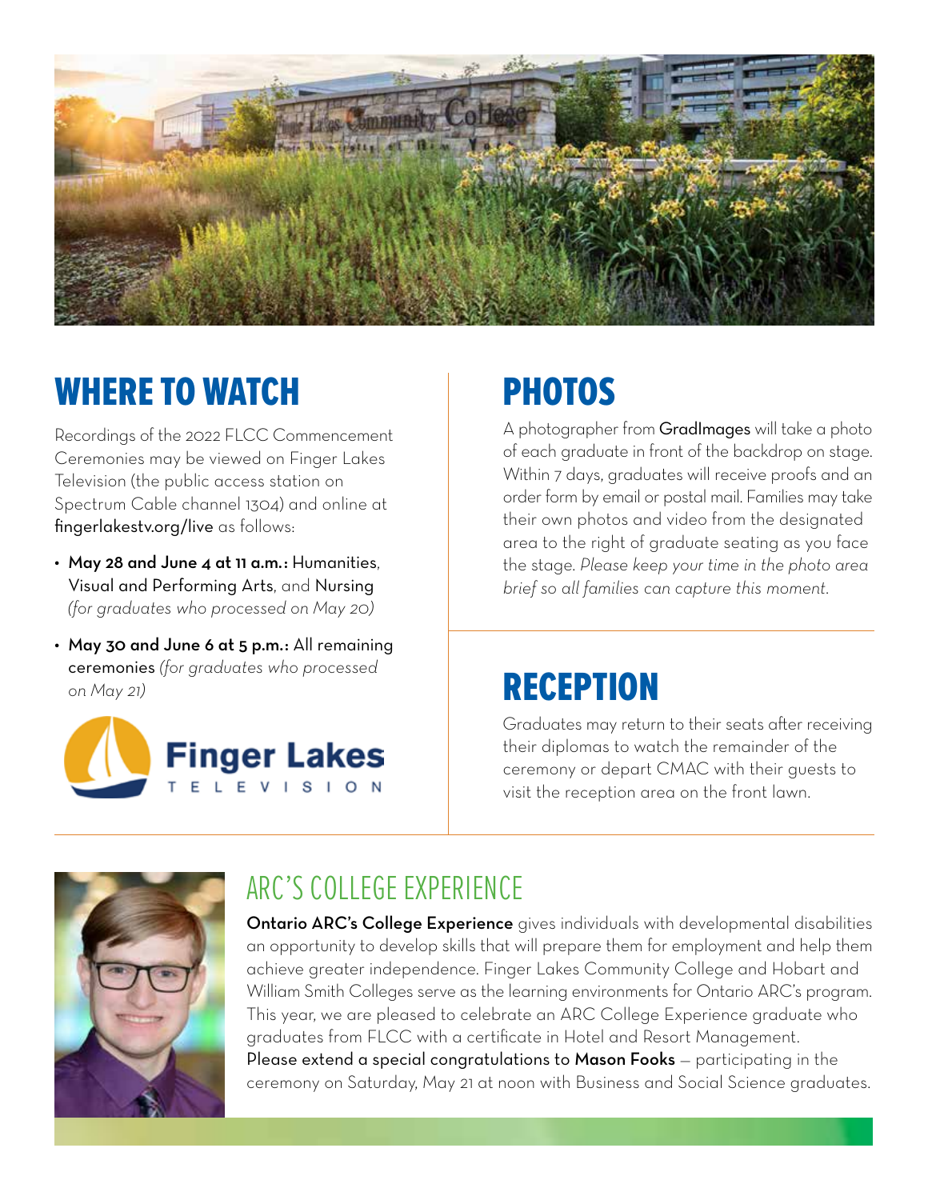## WHERE TO WATCH

Recordings of the 2022 FLCC Commencement Ceremonies may be viewed on Finger Lakes Television (the public access station on Spectrum Cable channel 1304) and online at fingerlakestv.org/live as follows:

- **May 28 and June 4 at 11 a.m.:** Humanities, Visual and Performing Arts, and Nursing *(for graduates who processed on May 20)*
- **May 30 and June 6 at 5 p.m.:** All remaining ceremonies *(for graduates who processed on May 21)*

Finger Lakes TELEVISION

## PHOTOS

A photographer from GradImages will take a photo of each graduate in front of the backdrop on stage. Within 7 days, graduates will receive proofs and an order form by email or postal mail. Families may take their own photos and video from the designated area to the right of graduate seating as you face the stage. *Please keep your time in the photo area brief so all families can capture this moment.*

## RECEPTION

Graduates may return to their seats after receiving their diplomas to watch the remainder of the ceremony or depart CMAC with their guests to visit the reception area on the front lawn.

## ARC'S COLLEGE EXPERIENCE

**Ontario ARC's College Experience** gives individuals with developmental disabilities an opportunity to develop skills that will prepare them for employment and help them achieve greater independence. Finger Lakes Community College and Hobart and William Smith Colleges serve as the learning environments for Ontario ARC's program. This year, we are pleased to celebrate an ARC College Experience graduate who graduates from FLCC with a certificate in Hotel and Resort Management. Please extend a special congratulations to **Mason Fooks** — participating in the ceremony on Saturday, May 21 at noon with Business and Social Science graduates.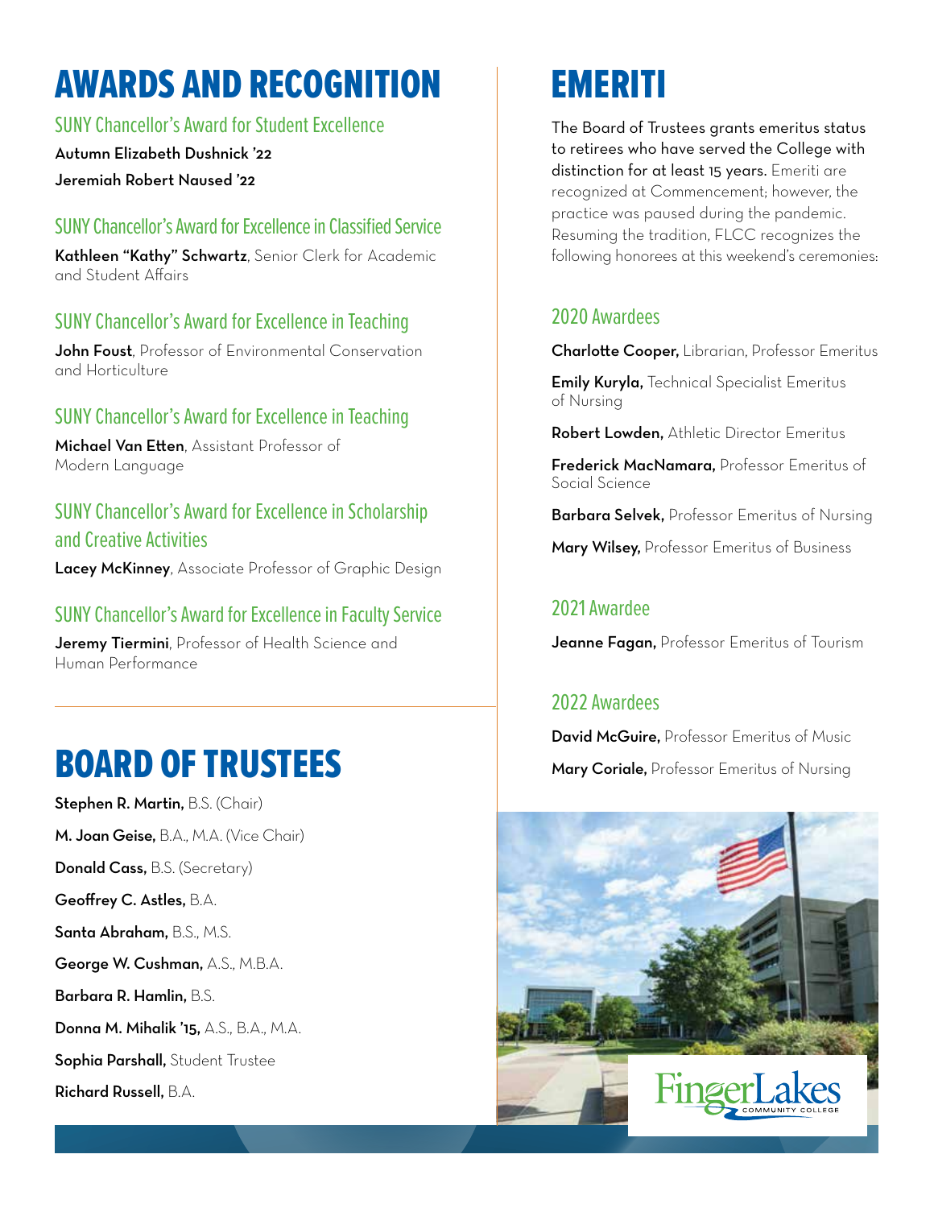# AWARDS AND RECOGNITION

## SUNY Chancellor's Award for Student Excellence

**Autumn Elizabeth Dushnick '22**

**Jeremiah Robert Naused '22**

## SUNY Chancellor's Award for Excellence in Classified Service

**Kathleen "Kathy" Schwartz**, Senior Clerk for Academic and Student Affairs

## SUNY Chancellor's Award for Excellence in Teaching

**John Foust**, Professor of Environmental Conservation and Horticulture

## SUNY Chancellor's Award for Excellence in Teaching

**Michael Van Etten**, Assistant Professor of Modern Language

## SUNY Chancellor's Award for Excellence in Scholarship and Creative Activities

**Lacey McKinney**, Associate Professor of Graphic Design

## SUNY Chancellor's Award for Excellence in Faculty Service

**Jeremy Tiermini**, Professor of Health Science and Human Performance

# BOARD OF TRUSTEES

**Stephen R. Martin,** B.S. (Chair)

**M. Joan Geise,** B.A., M.A. (Vice Chair)

**Donald Cass,** B.S. (Secretary)

**Geoffrey C. Astles,** B.A.

**Santa Abraham,** B.S., M.S.

**George W. Cushman,** A.S., M.B.A.

**Barbara R. Hamlin,** B.S.

**Donna M. Mihalik '15,** A.S., B.A., M.A.

**Sophia Parshall,** Student Trustee

**Richard Russell,** B.A.

# EMERITI

The Board of Trustees grants emeritus status to retirees who have served the College with distinction for at least 15 years. Emeriti are recognized at Commencement; however, the practice was paused during the pandemic. Resuming the tradition, FLCC recognizes the following honorees at this weekend's ceremonies:

## 2020 Awardees

**Charlotte Cooper,** Librarian, Professor Emeritus

**Emily Kuryla,** Technical Specialist Emeritus of Nursing

**Robert Lowden,** Athletic Director Emeritus

**Frederick MacNamara,** Professor Emeritus of Social Science

**Barbara Selvek,** Professor Emeritus of Nursing

**Mary Wilsey,** Professor Emeritus of Business

## 2021 Awardee

**Jeanne Fagan,** Professor Emeritus of Tourism

## 2022 Awardees

**David McGuire,** Professor Emeritus of Music

**Mary Coriale,** Professor Emeritus of Nursing

FingerLakes COMMUNITY COLLEGE